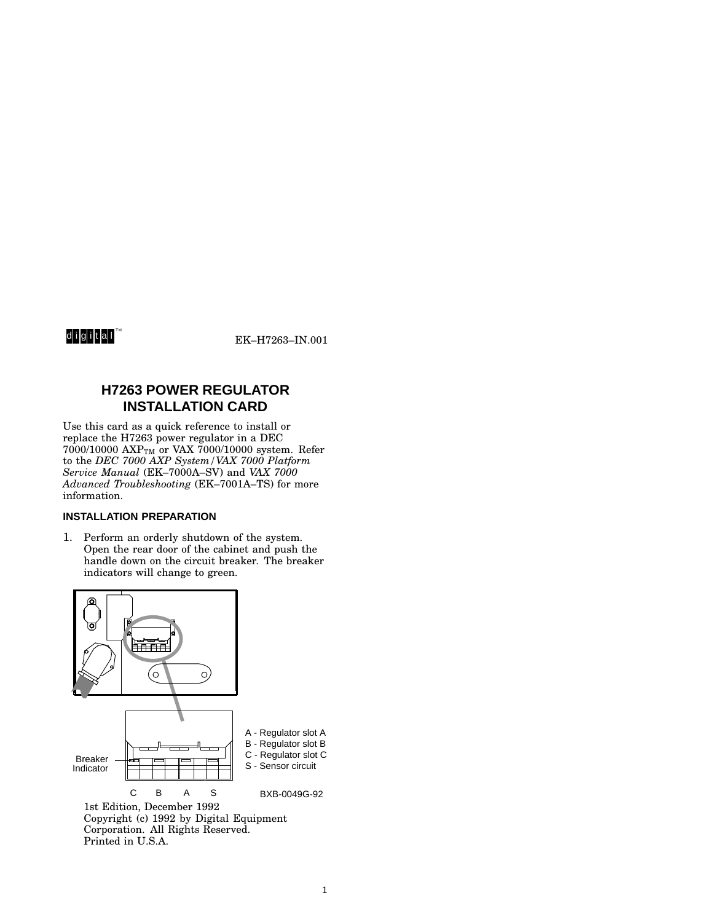digital™ EK–H7263–IN.001

# H7263 POWER REGULATOR INSTALLATION CARD

Use this card as a quick reference to install or replace the H7263 power regulator in a DEC 7000/10000 AXP$_{TM}$ or VAX 7000/10000 system. Refer to the *DEC 7000 AXP System/VAX 7000 Platform Service Manual* (EK–7000A–SV) and *VAX 7000 Advanced Troubleshooting* (EK–7001A–TS) for more information.

## INSTALLATION PREPARATION

1. Perform an orderly shutdown of the system. Open the rear door of the cabinet and push the handle down on the circuit breaker. The breaker indicators will change to green.

Breaker Indicator

C B A S

A - Regulator slot A
B - Regulator slot B
C - Regulator slot C
S - Sensor circuit

BXB-0049G-92

1st Edition, December 1992
Copyright (c) 1992 by Digital Equipment Corporation. All Rights Reserved.
Printed in U.S.A.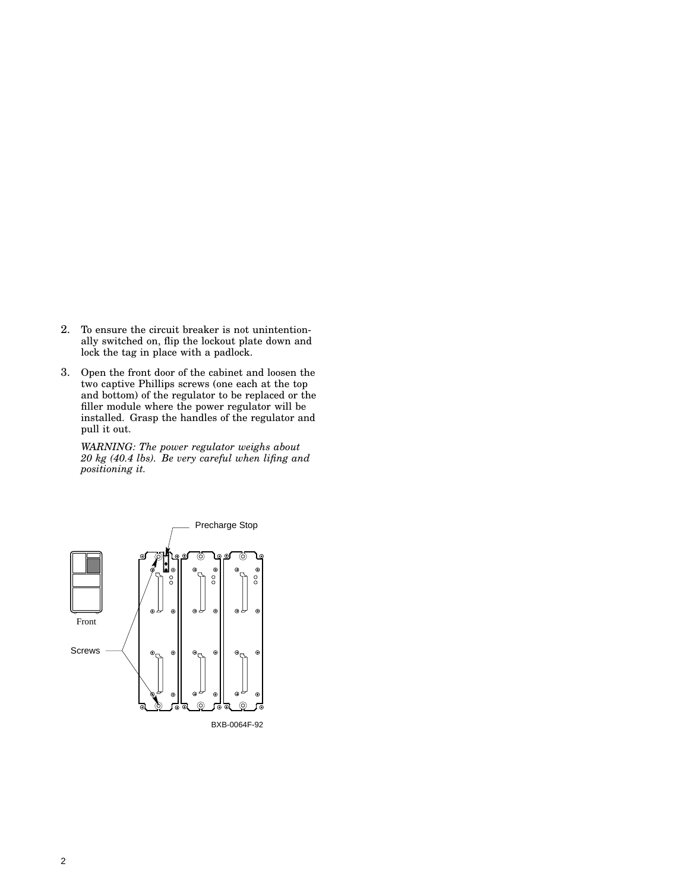2. To ensure the circuit breaker is not unintentionally switched on, flip the lockout plate down and lock the tag in place with a padlock.

3. Open the front door of the cabinet and loosen the two captive Phillips screws (one each at the top and bottom) of the regulator to be replaced or the filler module where the power regulator will be installed. Grasp the handles of the regulator and pull it out.

   *WARNING: The power regulator weighs about 20 kg (40.4 lbs). Be very careful when lifing and positioning it.*

Precharge Stop

Front

Screws

BXB-0064F-92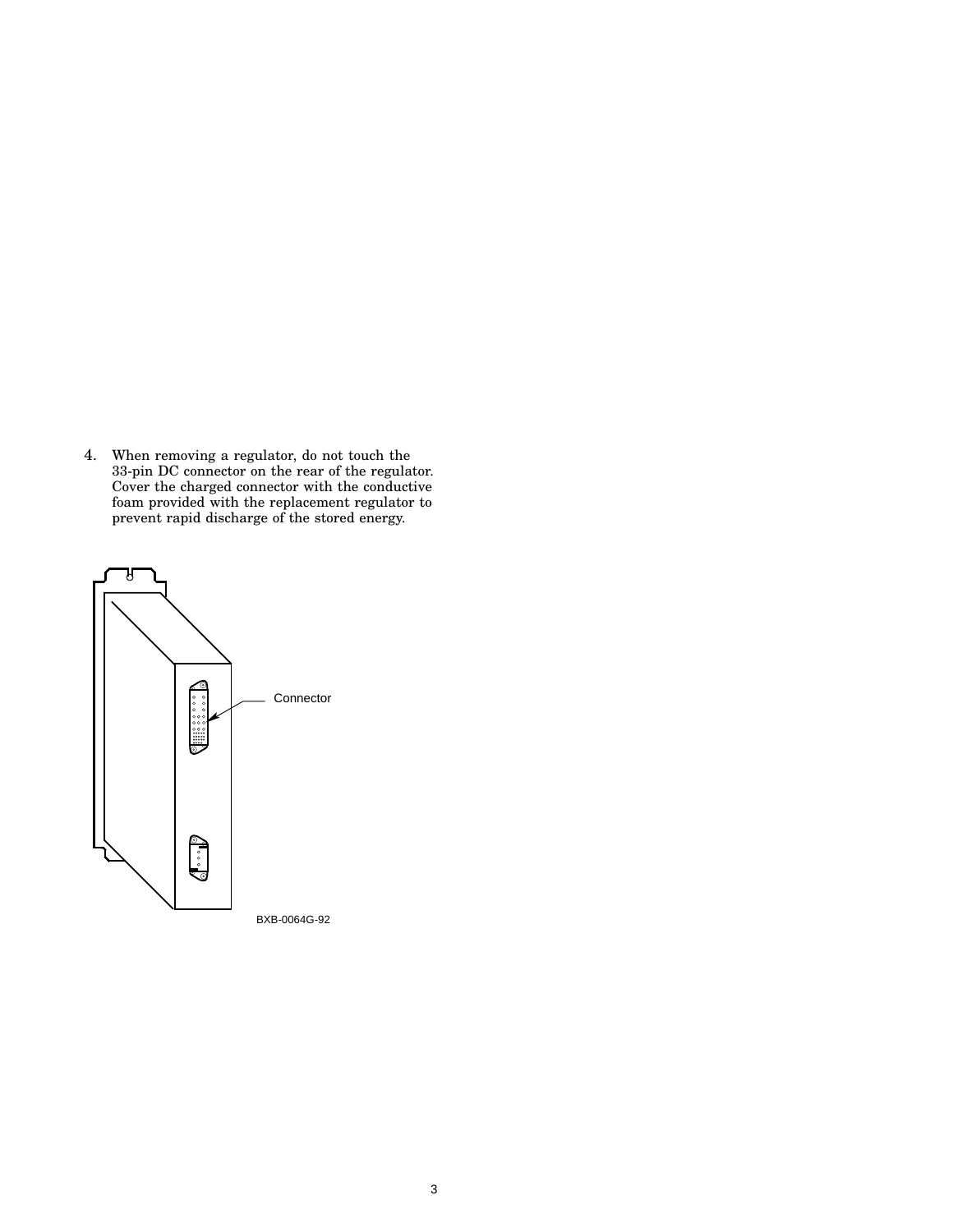4. When removing a regulator, do not touch the 33-pin DC connector on the rear of the regulator. Cover the charged connector with the conductive foam provided with the replacement regulator to prevent rapid discharge of the stored energy.

Connector

BXB-0064G-92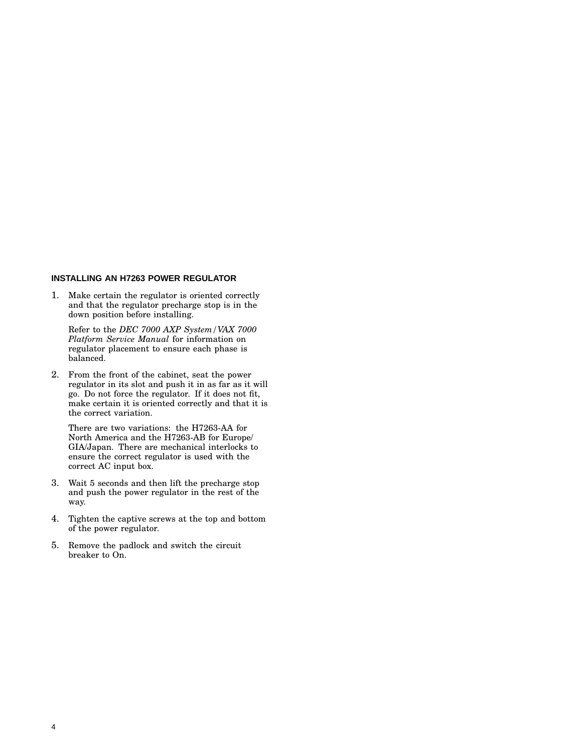## INSTALLING AN H7263 POWER REGULATOR

1. Make certain the regulator is oriented correctly and that the regulator precharge stop is in the down position before installing.

   Refer to the *DEC 7000 AXP System / VAX 7000 Platform Service Manual* for information on regulator placement to ensure each phase is balanced.

2. From the front of the cabinet, seat the power regulator in its slot and push it in as far as it will go. Do not force the regulator. If it does not fit, make certain it is oriented correctly and that it is the correct variation.

   There are two variations: the H7263-AA for North America and the H7263-AB for Europe/GIA/Japan. There are mechanical interlocks to ensure the correct regulator is used with the correct AC input box.

3. Wait 5 seconds and then lift the precharge stop and push the power regulator in the rest of the way.

4. Tighten the captive screws at the top and bottom of the power regulator.

5. Remove the padlock and switch the circuit breaker to On.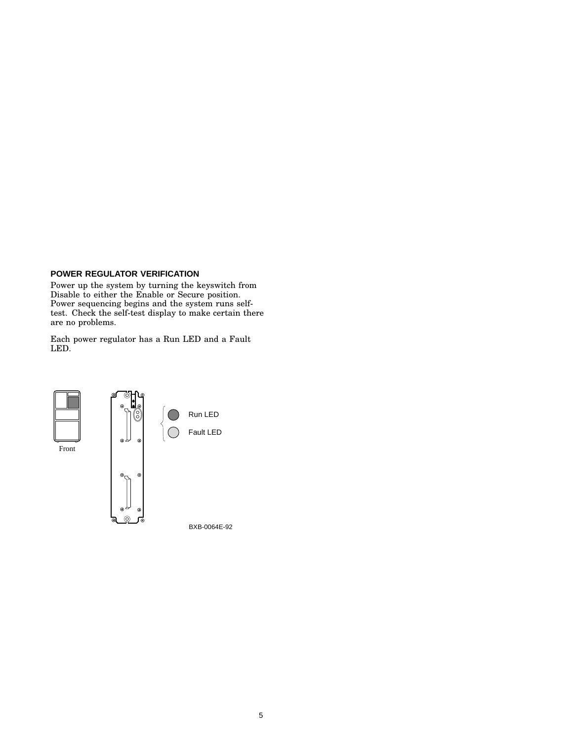## POWER REGULATOR VERIFICATION

Power up the system by turning the keyswitch from Disable to either the Enable or Secure position. Power sequencing begins and the system runs self-test. Check the self-test display to make certain there are no problems.

Each power regulator has a Run LED and a Fault LED.

Run LED

Fault LED

Front

BXB-0064E-92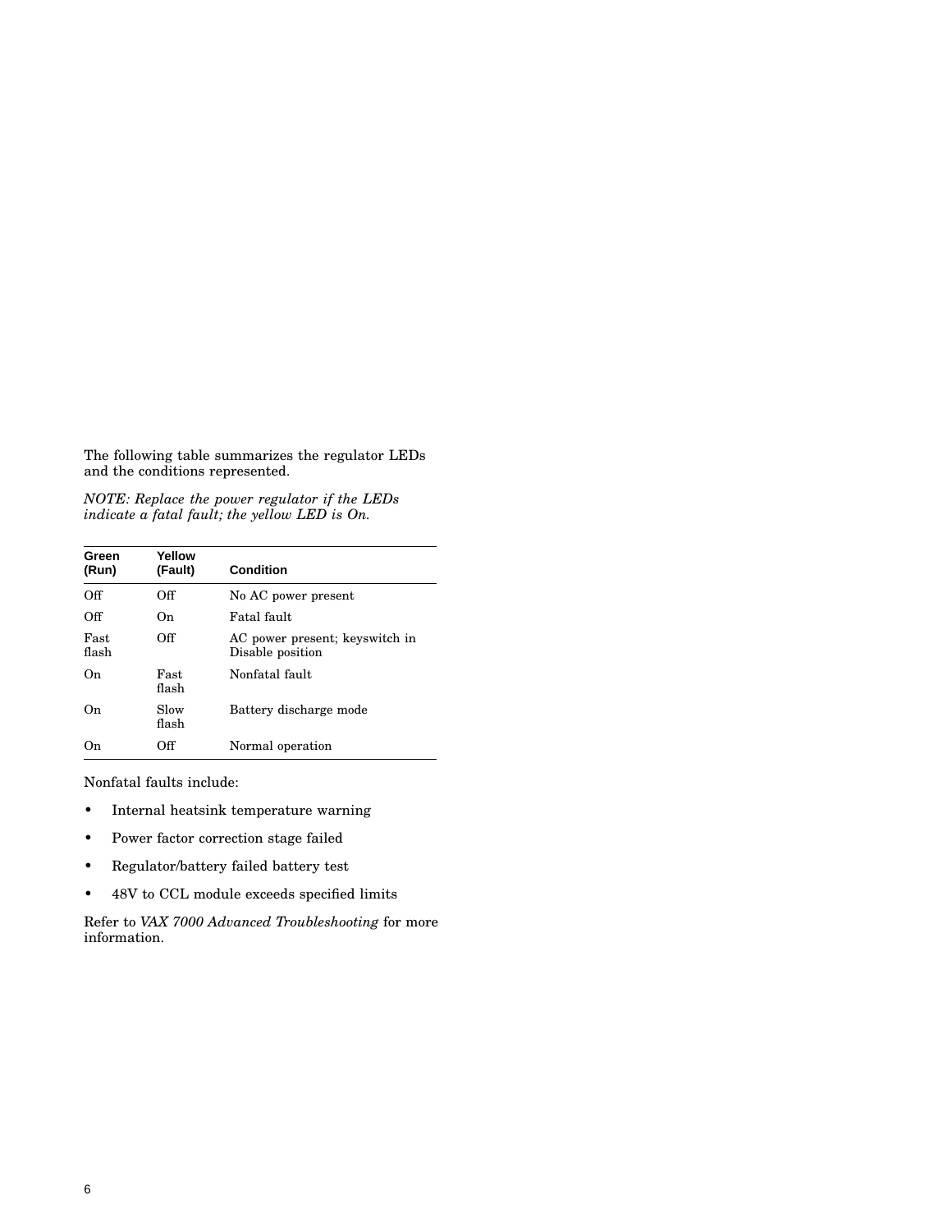The following table summarizes the regulator LEDs and the conditions represented.

*NOTE: Replace the power regulator if the LEDs indicate a fatal fault; the yellow LED is On.*

| Green (Run) | Yellow (Fault) | Condition |
|---|---|---|
| Off | Off | No AC power present |
| Off | On | Fatal fault |
| Fast flash | Off | AC power present; keyswitch in Disable position |
| On | Fast flash | Nonfatal fault |
| On | Slow flash | Battery discharge mode |
| On | Off | Normal operation |

Nonfatal faults include:

- Internal heatsink temperature warning
- Power factor correction stage failed
- Regulator/battery failed battery test
- 48V to CCL module exceeds specified limits

Refer to *VAX 7000 Advanced Troubleshooting* for more information.